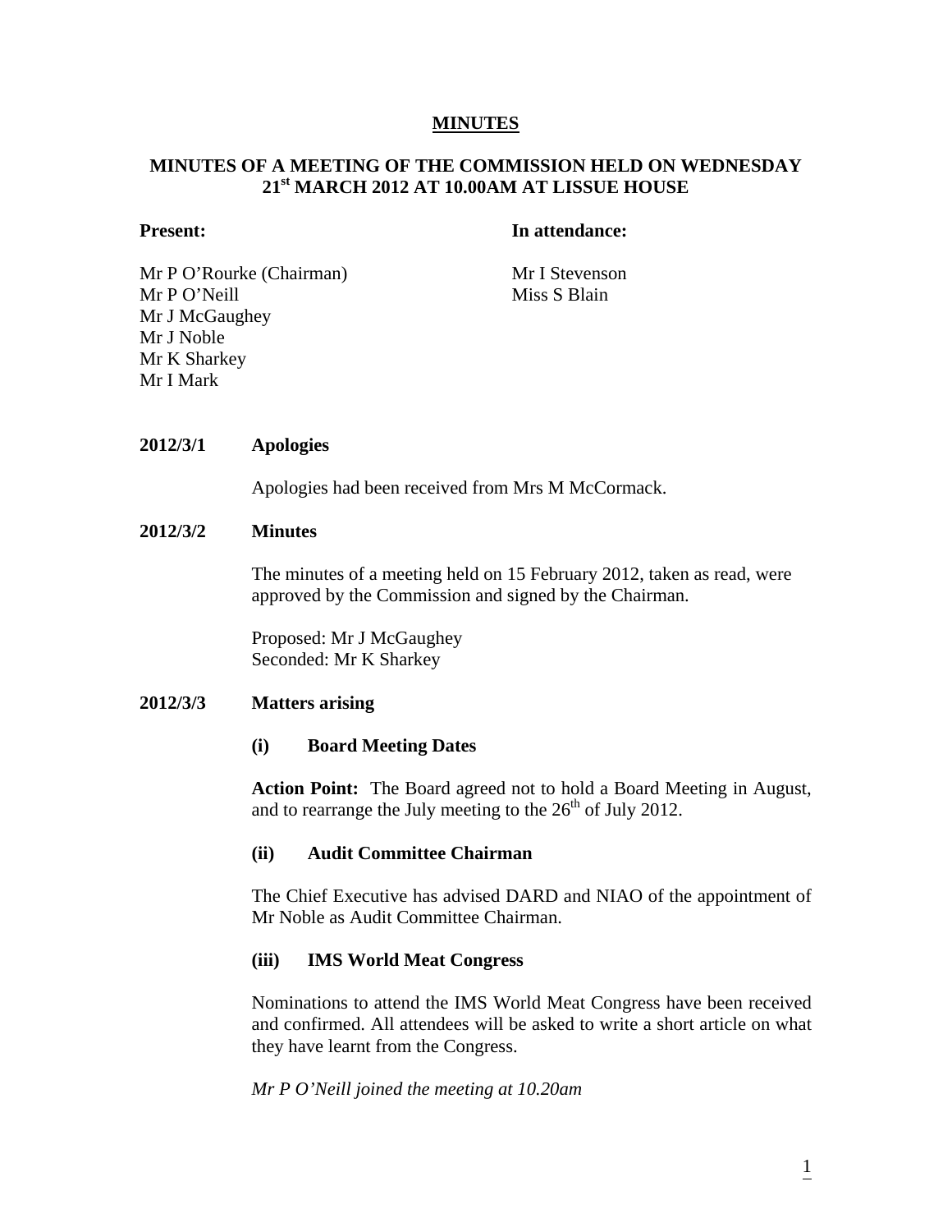# MINUTES

## MINUTES OF A MEETING OF THE COMMISSION HELD ON WEDNESDAY 21st MARCH 2012 AT 10.00AM AT LISSUE HOUSE

| **Present:** | **In attendance:** |
|---|---|
| Mr P O'Rourke (Chairman) | Mr I Stevenson |
| Mr P O'Neill | Miss S Blain |
| Mr J McGaughey | |
| Mr J Noble | |
| Mr K Sharkey | |
| Mr I Mark | |

**2012/3/1 Apologies**

Apologies had been received from Mrs M McCormack.

**2012/3/2 Minutes**

The minutes of a meeting held on 15 February 2012, taken as read, were approved by the Commission and signed by the Chairman.

Proposed: Mr J McGaughey
Seconded: Mr K Sharkey

**2012/3/3 Matters arising**

**(i) Board Meeting Dates**

**Action Point:** The Board agreed not to hold a Board Meeting in August, and to rearrange the July meeting to the 26th of July 2012.

**(ii) Audit Committee Chairman**

The Chief Executive has advised DARD and NIAO of the appointment of Mr Noble as Audit Committee Chairman.

**(iii) IMS World Meat Congress**

Nominations to attend the IMS World Meat Congress have been received and confirmed. All attendees will be asked to write a short article on what they have learnt from the Congress.

*Mr P O'Neill joined the meeting at 10.20am*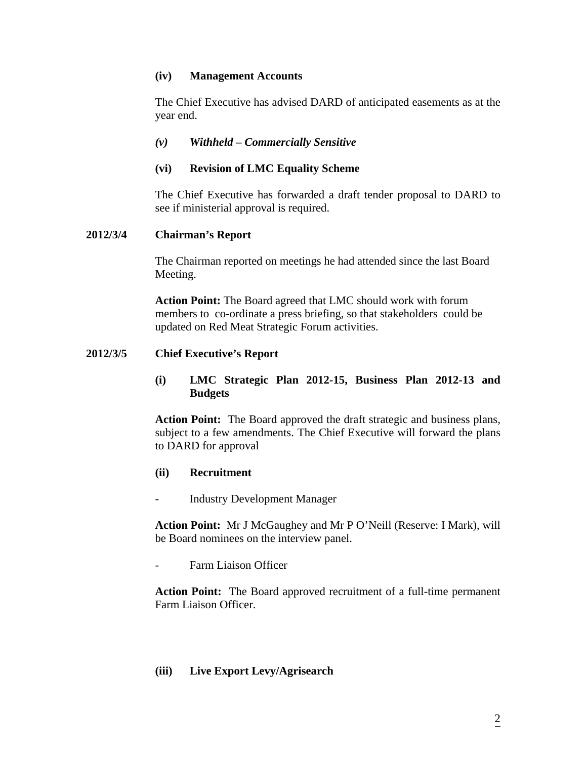**(iv) Management Accounts**

The Chief Executive has advised DARD of anticipated easements as at the year end.

***(v) Withheld – Commercially Sensitive***

**(vi) Revision of LMC Equality Scheme**

The Chief Executive has forwarded a draft tender proposal to DARD to see if ministerial approval is required.

**2012/3/4 Chairman's Report**

The Chairman reported on meetings he had attended since the last Board Meeting.

**Action Point:** The Board agreed that LMC should work with forum members to co-ordinate a press briefing, so that stakeholders could be updated on Red Meat Strategic Forum activities.

**2012/3/5 Chief Executive's Report**

**(i) LMC Strategic Plan 2012-15, Business Plan 2012-13 and Budgets**

**Action Point:** The Board approved the draft strategic and business plans, subject to a few amendments. The Chief Executive will forward the plans to DARD for approval

**(ii) Recruitment**

- Industry Development Manager

**Action Point:** Mr J McGaughey and Mr P O'Neill (Reserve: I Mark), will be Board nominees on the interview panel.

- Farm Liaison Officer

**Action Point:** The Board approved recruitment of a full-time permanent Farm Liaison Officer.

**(iii) Live Export Levy/Agrisearch**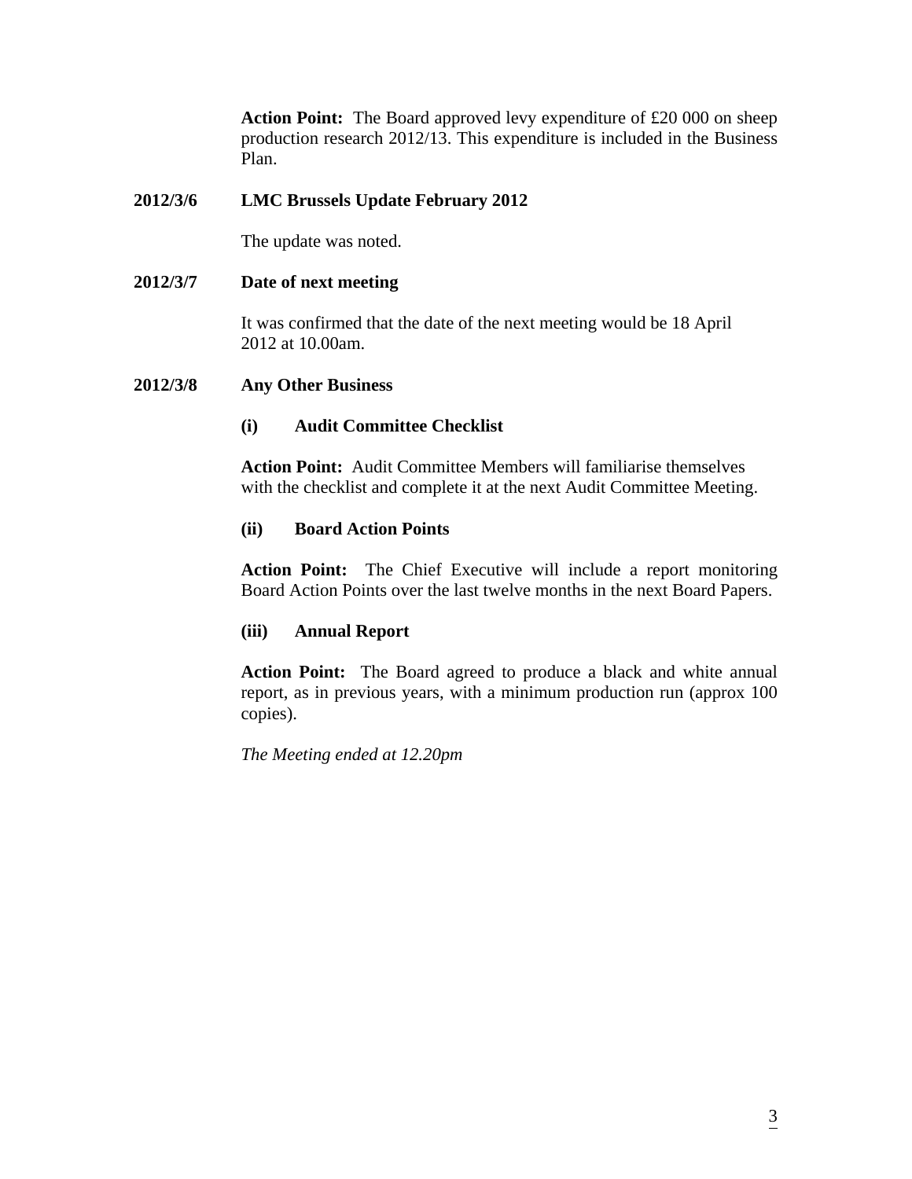**Action Point:** The Board approved levy expenditure of £20 000 on sheep production research 2012/13. This expenditure is included in the Business Plan.

**2012/3/6 LMC Brussels Update February 2012**

The update was noted.

**2012/3/7 Date of next meeting**

It was confirmed that the date of the next meeting would be 18 April 2012 at 10.00am.

**2012/3/8 Any Other Business**

**(i) Audit Committee Checklist**

**Action Point:** Audit Committee Members will familiarise themselves with the checklist and complete it at the next Audit Committee Meeting.

**(ii) Board Action Points**

**Action Point:** The Chief Executive will include a report monitoring Board Action Points over the last twelve months in the next Board Papers.

**(iii) Annual Report**

**Action Point:** The Board agreed to produce a black and white annual report, as in previous years, with a minimum production run (approx 100 copies).

*The Meeting ended at 12.20pm*